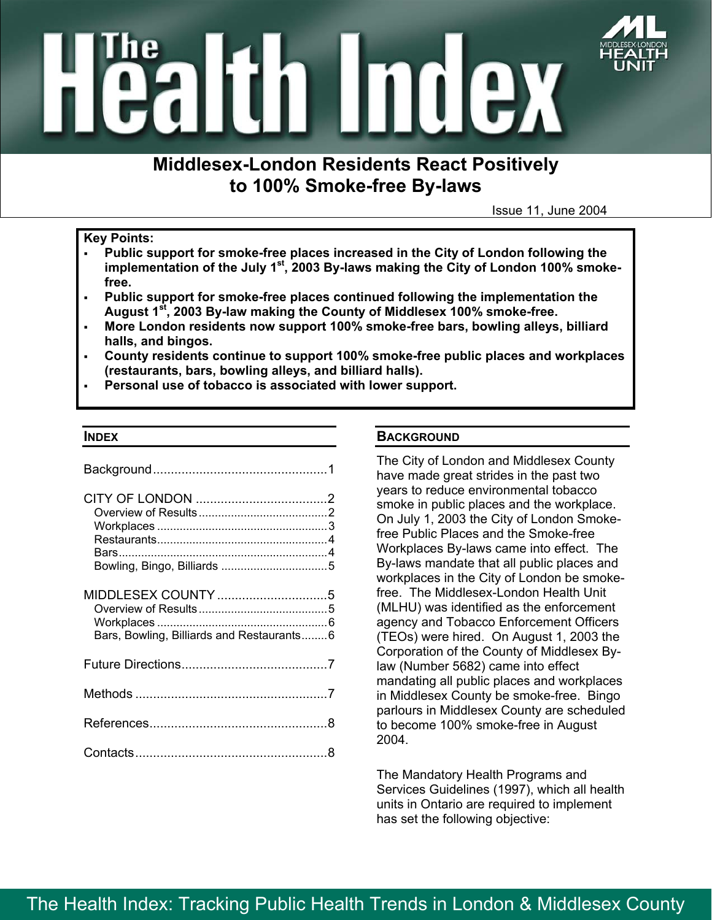# The Health Index

## Middlesex-London Residents React Positively to 100% Smoke-free By-laws

Issue 11, June 2004

**Key Points:**

- **Public support for smoke-free places increased in the City of London following the implementation of the July 1st, 2003 By-laws making the City of London 100% smoke-free.**
- **Public support for smoke-free places continued following the implementation the August 1st, 2003 By-law making the County of Middlesex 100% smoke-free.**
- **More London residents now support 100% smoke-free bars, bowling alleys, billiard halls, and bingos.**
- **County residents continue to support 100% smoke-free public places and workplaces (restaurants, bars, bowling alleys, and billiard halls).**
- **Personal use of tobacco is associated with lower support.**

### INDEX

Background.................................................1

CITY OF LONDON .....................................2
- Overview of Results........................................2
- Workplaces.....................................................3
- Restaurants.....................................................4
- Bars.................................................................4
- Bowling, Bingo, Billiards .................................5

MIDDLESEX COUNTY ...............................5
- Overview of Results........................................5
- Workplaces.....................................................6
- Bars, Bowling, Billiards and Restaurants........6

Future Directions.........................................7

Methods ......................................................7

References..................................................8

Contacts......................................................8

### BACKGROUND

The City of London and Middlesex County have made great strides in the past two years to reduce environmental tobacco smoke in public places and the workplace. On July 1, 2003 the City of London Smoke-free Public Places and the Smoke-free Workplaces By-laws came into effect. The By-laws mandate that all public places and workplaces in the City of London be smoke-free. The Middlesex-London Health Unit (MLHU) was identified as the enforcement agency and Tobacco Enforcement Officers (TEOs) were hired. On August 1, 2003 the Corporation of the County of Middlesex By-law (Number 5682) came into effect mandating all public places and workplaces in Middlesex County be smoke-free. Bingo parlours in Middlesex County are scheduled to become 100% smoke-free in August 2004.

The Mandatory Health Programs and Services Guidelines (1997), which all health units in Ontario are required to implement has set the following objective: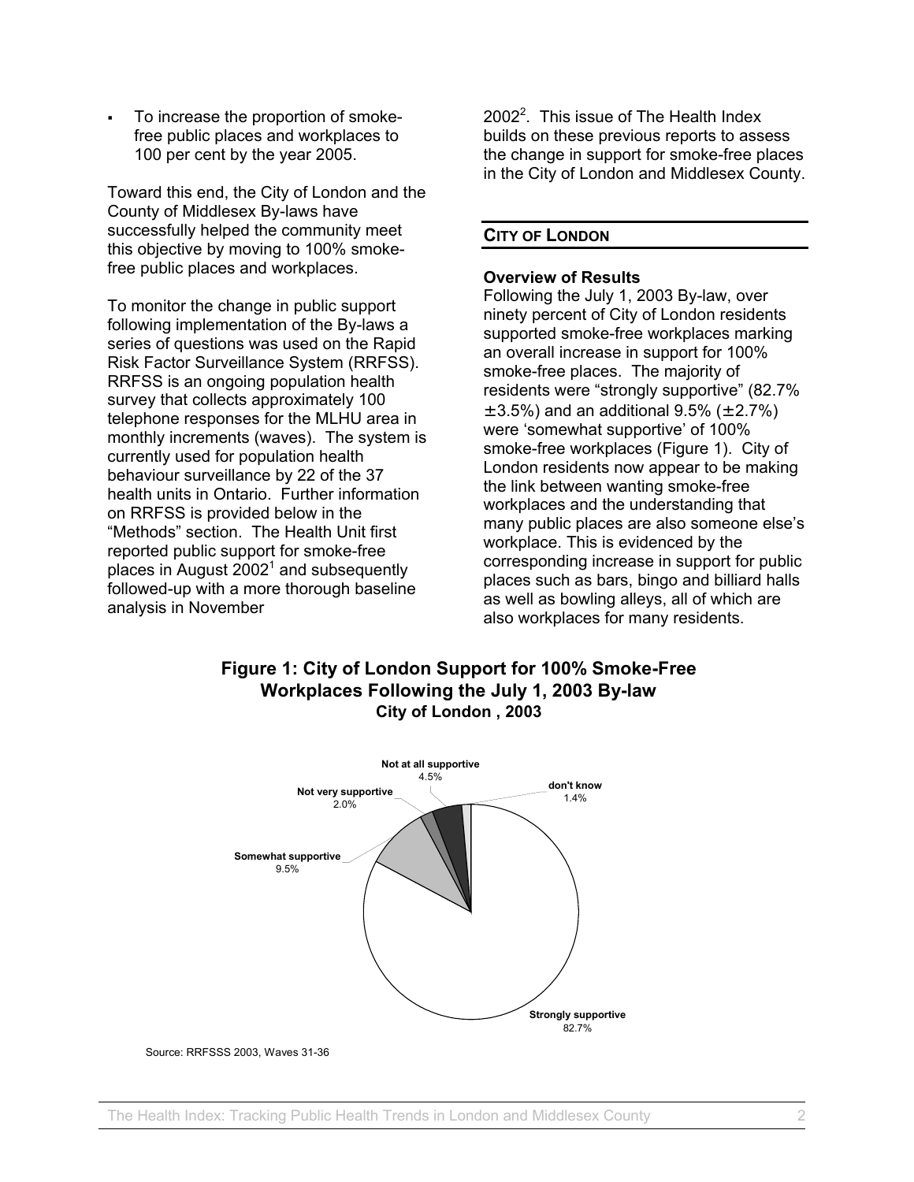- To increase the proportion of smoke-free public places and workplaces to 100 per cent by the year 2005.

Toward this end, the City of London and the County of Middlesex By-laws have successfully helped the community meet this objective by moving to 100% smoke-free public places and workplaces.

To monitor the change in public support following implementation of the By-laws a series of questions was used on the Rapid Risk Factor Surveillance System (RRFSS). RRFSS is an ongoing population health survey that collects approximately 100 telephone responses for the MLHU area in monthly increments (waves). The system is currently used for population health behaviour surveillance by 22 of the 37 health units in Ontario. Further information on RRFSS is provided below in the "Methods" section. The Health Unit first reported public support for smoke-free places in August 2002[1] and subsequently followed-up with a more thorough baseline analysis in November 2002[2]. This issue of The Health Index builds on these previous reports to assess the change in support for smoke-free places in the City of London and Middlesex County.

## CITY OF LONDON

**Overview of Results**

Following the July 1, 2003 By-law, over ninety percent of City of London residents supported smoke-free workplaces marking an overall increase in support for 100% smoke-free places. The majority of residents were "strongly supportive" (82.7% ±3.5%) and an additional 9.5% (±2.7%) were 'somewhat supportive' of 100% smoke-free workplaces (Figure 1). City of London residents now appear to be making the link between wanting smoke-free workplaces and the understanding that many public places are also someone else's workplace. This is evidenced by the corresponding increase in support for public places such as bars, bingo and billiard halls as well as bowling alleys, all of which are also workplaces for many residents.

**Figure 1: City of London Support for 100% Smoke-Free Workplaces Following the July 1, 2003 By-law**
**City of London , 2003**

| Response | Percent |
|---|---|
| Strongly supportive | 82.7% |
| Somewhat supportive | 9.5% |
| Not very supportive | 2.0% |
| Not at all supportive | 4.5% |
| don't know | 1.4% |

Source: RRFSSS 2003, Waves 31-36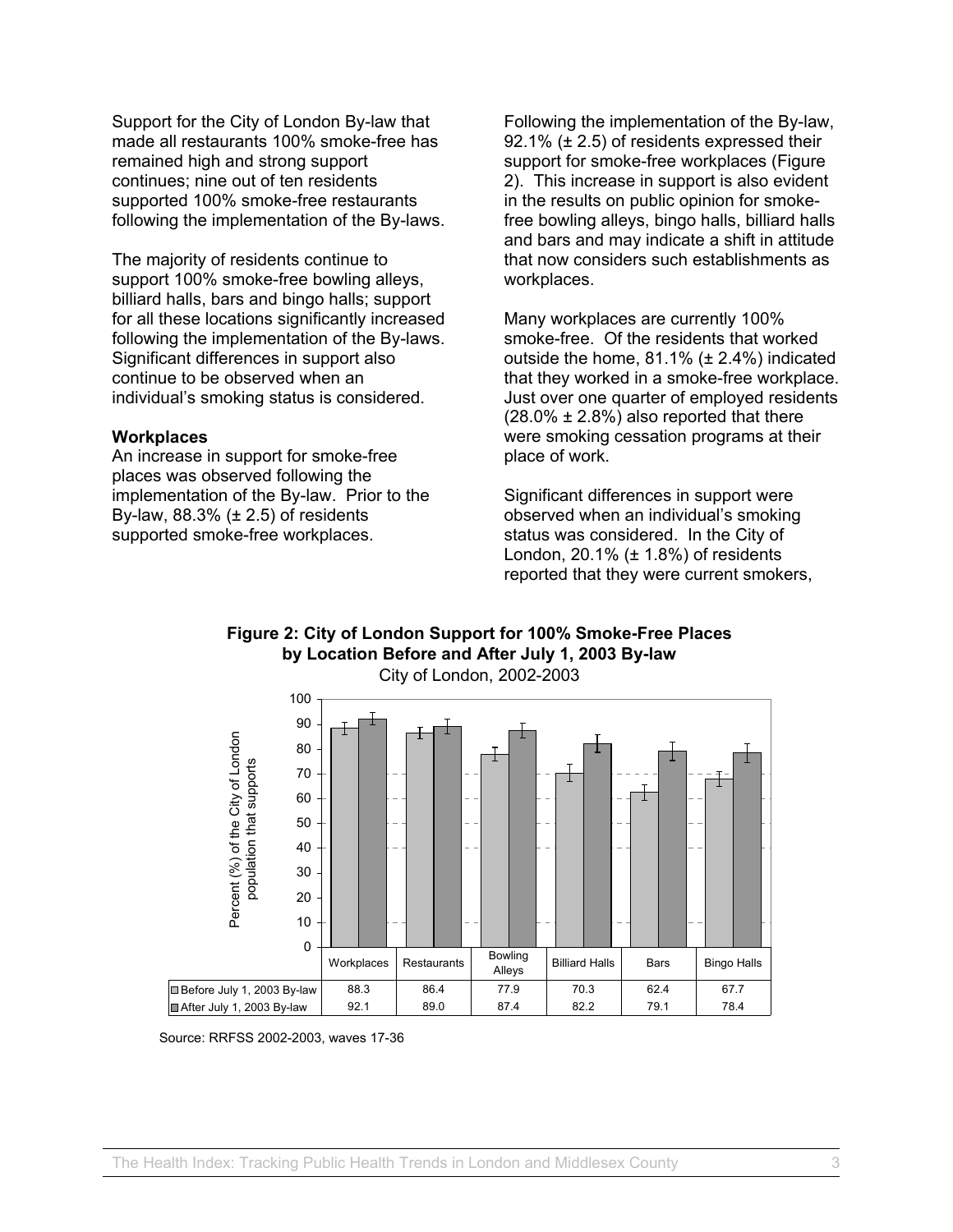Support for the City of London By-law that made all restaurants 100% smoke-free has remained high and strong support continues; nine out of ten residents supported 100% smoke-free restaurants following the implementation of the By-laws.

The majority of residents continue to support 100% smoke-free bowling alleys, billiard halls, bars and bingo halls; support for all these locations significantly increased following the implementation of the By-laws. Significant differences in support also continue to be observed when an individual's smoking status is considered.

**Workplaces**

An increase in support for smoke-free places was observed following the implementation of the By-law. Prior to the By-law, 88.3% (± 2.5) of residents supported smoke-free workplaces.

Following the implementation of the By-law, 92.1% (± 2.5) of residents expressed their support for smoke-free workplaces (Figure 2). This increase in support is also evident in the results on public opinion for smoke-free bowling alleys, bingo halls, billiard halls and bars and may indicate a shift in attitude that now considers such establishments as workplaces.

Many workplaces are currently 100% smoke-free. Of the residents that worked outside the home, 81.1% (± 2.4%) indicated that they worked in a smoke-free workplace. Just over one quarter of employed residents (28.0% ± 2.8%) also reported that there were smoking cessation programs at their place of work.

Significant differences in support were observed when an individual's smoking status was considered. In the City of London, 20.1% (± 1.8%) of residents reported that they were current smokers,

**Figure 2: City of London Support for 100% Smoke-Free Places by Location Before and After July 1, 2003 By-law**

City of London, 2002-2003

Percent (%) of the City of London population that supports

| | Workplaces | Restaurants | Bowling Alleys | Billiard Halls | Bars | Bingo Halls |
|---|---|---|---|---|---|---|
| Before July 1, 2003 By-law | 88.3 | 86.4 | 77.9 | 70.3 | 62.4 | 67.7 |
| After July 1, 2003 By-law | 92.1 | 89.0 | 87.4 | 82.2 | 79.1 | 78.4 |

Source: RRFSS 2002-2003, waves 17-36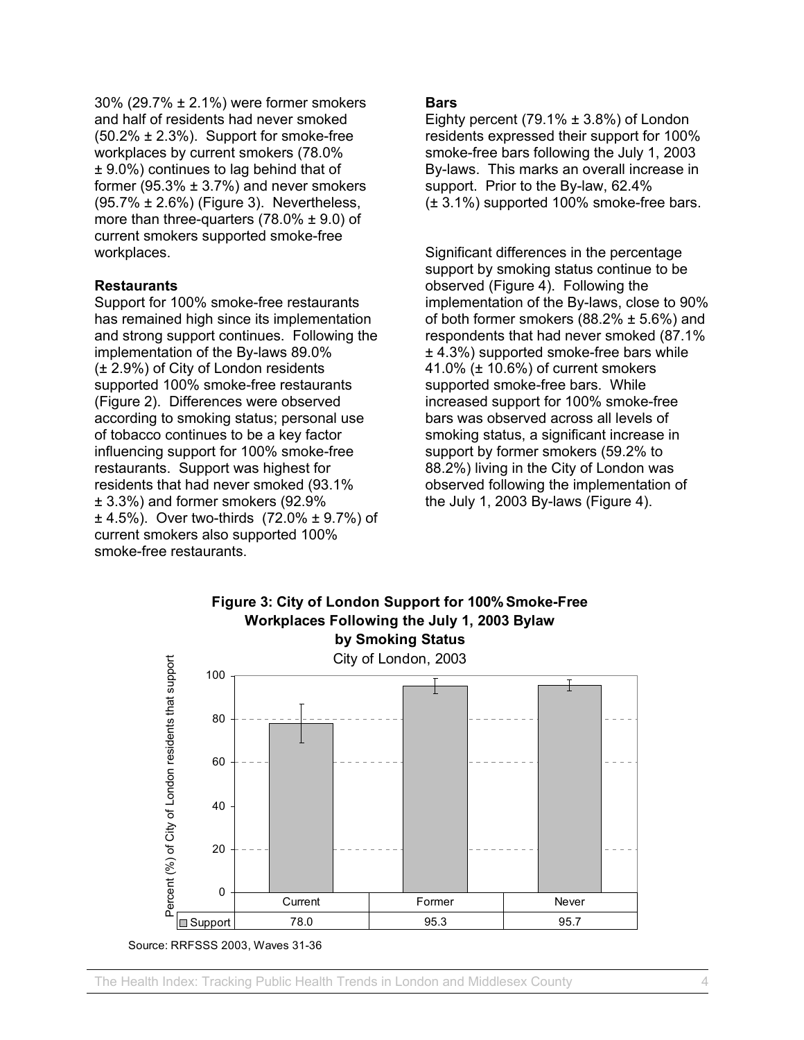30% (29.7% ± 2.1%) were former smokers and half of residents had never smoked (50.2% ± 2.3%). Support for smoke-free workplaces by current smokers (78.0% ± 9.0%) continues to lag behind that of former (95.3% ± 3.7%) and never smokers (95.7% ± 2.6%) (Figure 3). Nevertheless, more than three-quarters (78.0% ± 9.0) of current smokers supported smoke-free workplaces.

**Restaurants**

Support for 100% smoke-free restaurants has remained high since its implementation and strong support continues. Following the implementation of the By-laws 89.0% (± 2.9%) of City of London residents supported 100% smoke-free restaurants (Figure 2). Differences were observed according to smoking status; personal use of tobacco continues to be a key factor influencing support for 100% smoke-free restaurants. Support was highest for residents that had never smoked (93.1% ± 3.3%) and former smokers (92.9% ± 4.5%). Over two-thirds (72.0% ± 9.7%) of current smokers also supported 100% smoke-free restaurants.

**Bars**

Eighty percent (79.1% ± 3.8%) of London residents expressed their support for 100% smoke-free bars following the July 1, 2003 By-laws. This marks an overall increase in support. Prior to the By-law, 62.4% (± 3.1%) supported 100% smoke-free bars.

Significant differences in the percentage support by smoking status continue to be observed (Figure 4). Following the implementation of the By-laws, close to 90% of both former smokers (88.2% ± 5.6%) and respondents that had never smoked (87.1% ± 4.3%) supported smoke-free bars while 41.0% (± 10.6%) of current smokers supported smoke-free bars. While increased support for 100% smoke-free bars was observed across all levels of smoking status, a significant increase in support by former smokers (59.2% to 88.2%) living in the City of London was observed following the implementation of the July 1, 2003 By-laws (Figure 4).

**Figure 3: City of London Support for 100% Smoke-Free Workplaces Following the July 1, 2003 Bylaw by Smoking Status**

City of London, 2003

| | Current | Former | Never |
|---|---|---|---|
| Support | 78.0 | 95.3 | 95.7 |

Source: RRFSSS 2003, Waves 31-36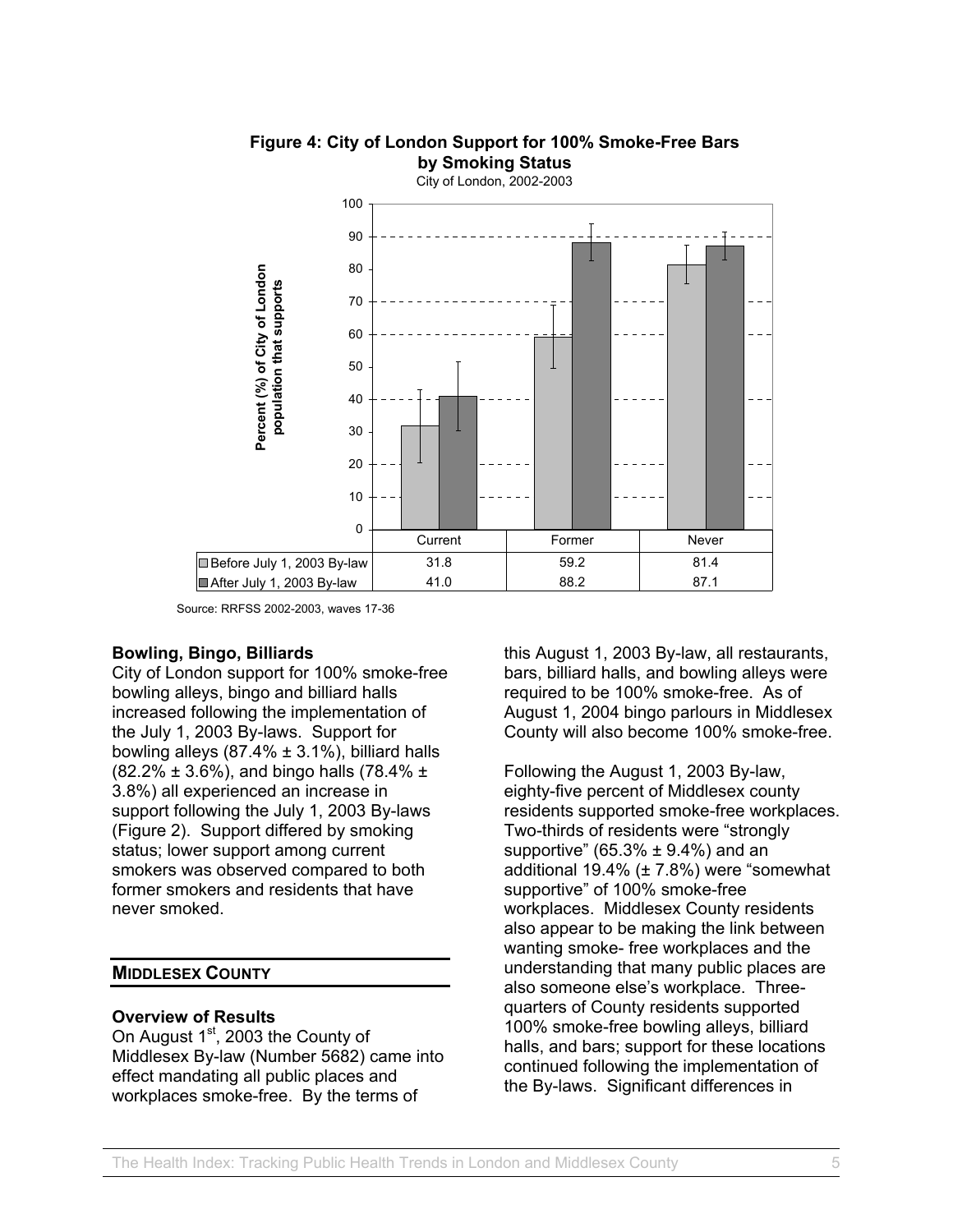**Figure 4: City of London Support for 100% Smoke-Free Bars by Smoking Status**

City of London, 2002-2003

| | Current | Former | Never |
|---|---|---|---|
| Before July 1, 2003 By-law | 31.8 | 59.2 | 81.4 |
| After July 1, 2003 By-law | 41.0 | 88.2 | 87.1 |

Source: RRFSS 2002-2003, waves 17-36

### Bowling, Bingo, Billiards

City of London support for 100% smoke-free bowling alleys, bingo and billiard halls increased following the implementation of the July 1, 2003 By-laws. Support for bowling alleys (87.4% ± 3.1%), billiard halls (82.2% ± 3.6%), and bingo halls (78.4% ± 3.8%) all experienced an increase in support following the July 1, 2003 By-laws (Figure 2). Support differed by smoking status; lower support among current smokers was observed compared to both former smokers and residents that have never smoked.

## MIDDLESEX COUNTY

### Overview of Results

On August 1st, 2003 the County of Middlesex By-law (Number 5682) came into effect mandating all public places and workplaces smoke-free. By the terms of this August 1, 2003 By-law, all restaurants, bars, billiard halls, and bowling alleys were required to be 100% smoke-free. As of August 1, 2004 bingo parlours in Middlesex County will also become 100% smoke-free.

Following the August 1, 2003 By-law, eighty-five percent of Middlesex county residents supported smoke-free workplaces. Two-thirds of residents were "strongly supportive" (65.3% ± 9.4%) and an additional 19.4% (± 7.8%) were "somewhat supportive" of 100% smoke-free workplaces. Middlesex County residents also appear to be making the link between wanting smoke- free workplaces and the understanding that many public places are also someone else's workplace. Three-quarters of County residents supported 100% smoke-free bowling alleys, billiard halls, and bars; support for these locations continued following the implementation of the By-laws. Significant differences in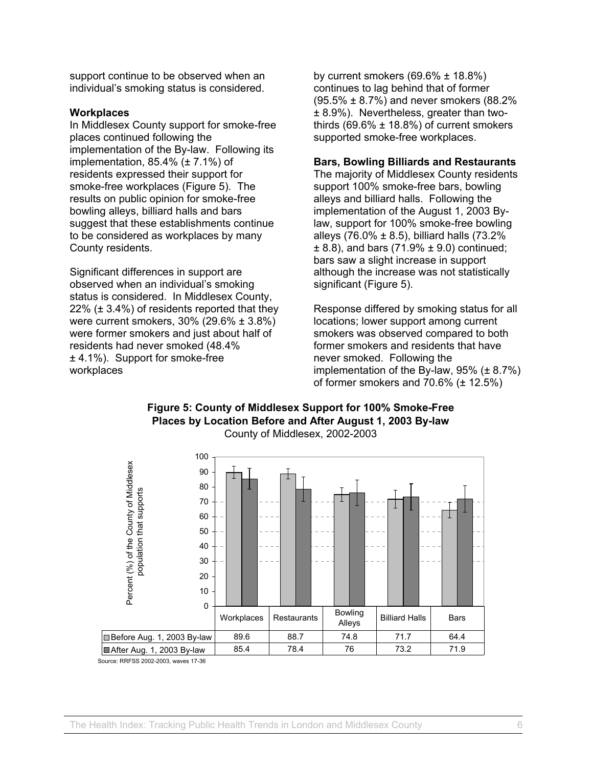support continue to be observed when an individual's smoking status is considered.

**Workplaces**

In Middlesex County support for smoke-free places continued following the implementation of the By-law. Following its implementation, 85.4% (± 7.1%) of residents expressed their support for smoke-free workplaces (Figure 5). The results on public opinion for smoke-free bowling alleys, billiard halls and bars suggest that these establishments continue to be considered as workplaces by many County residents.

Significant differences in support are observed when an individual's smoking status is considered. In Middlesex County, 22% (± 3.4%) of residents reported that they were current smokers, 30% (29.6% ± 3.8%) were former smokers and just about half of residents had never smoked (48.4% ± 4.1%). Support for smoke-free workplaces by current smokers (69.6% ± 18.8%) continues to lag behind that of former (95.5% ± 8.7%) and never smokers (88.2% ± 8.9%). Nevertheless, greater than two-thirds (69.6% ± 18.8%) of current smokers supported smoke-free workplaces.

**Bars, Bowling Billiards and Restaurants**

The majority of Middlesex County residents support 100% smoke-free bars, bowling alleys and billiard halls. Following the implementation of the August 1, 2003 By-law, support for 100% smoke-free bowling alleys (76.0% ± 8.5), billiard halls (73.2% ± 8.8), and bars (71.9% ± 9.0) continued; bars saw a slight increase in support although the increase was not statistically significant (Figure 5).

Response differed by smoking status for all locations; lower support among current smokers was observed compared to both former smokers and residents that have never smoked. Following the implementation of the By-law, 95% (± 8.7%) of former smokers and 70.6% (± 12.5%)

**Figure 5: County of Middlesex Support for 100% Smoke-Free Places by Location Before and After August 1, 2003 By-law**

County of Middlesex, 2002-2003

| | Workplaces | Restaurants | Bowling Alleys | Billiard Halls | Bars |
|---|---|---|---|---|---|
| Before Aug. 1, 2003 By-law | 89.6 | 88.7 | 74.8 | 71.7 | 64.4 |
| After Aug. 1, 2003 By-law | 85.4 | 78.4 | 76 | 73.2 | 71.9 |

Source: RRFSS 2002-2003, waves 17-36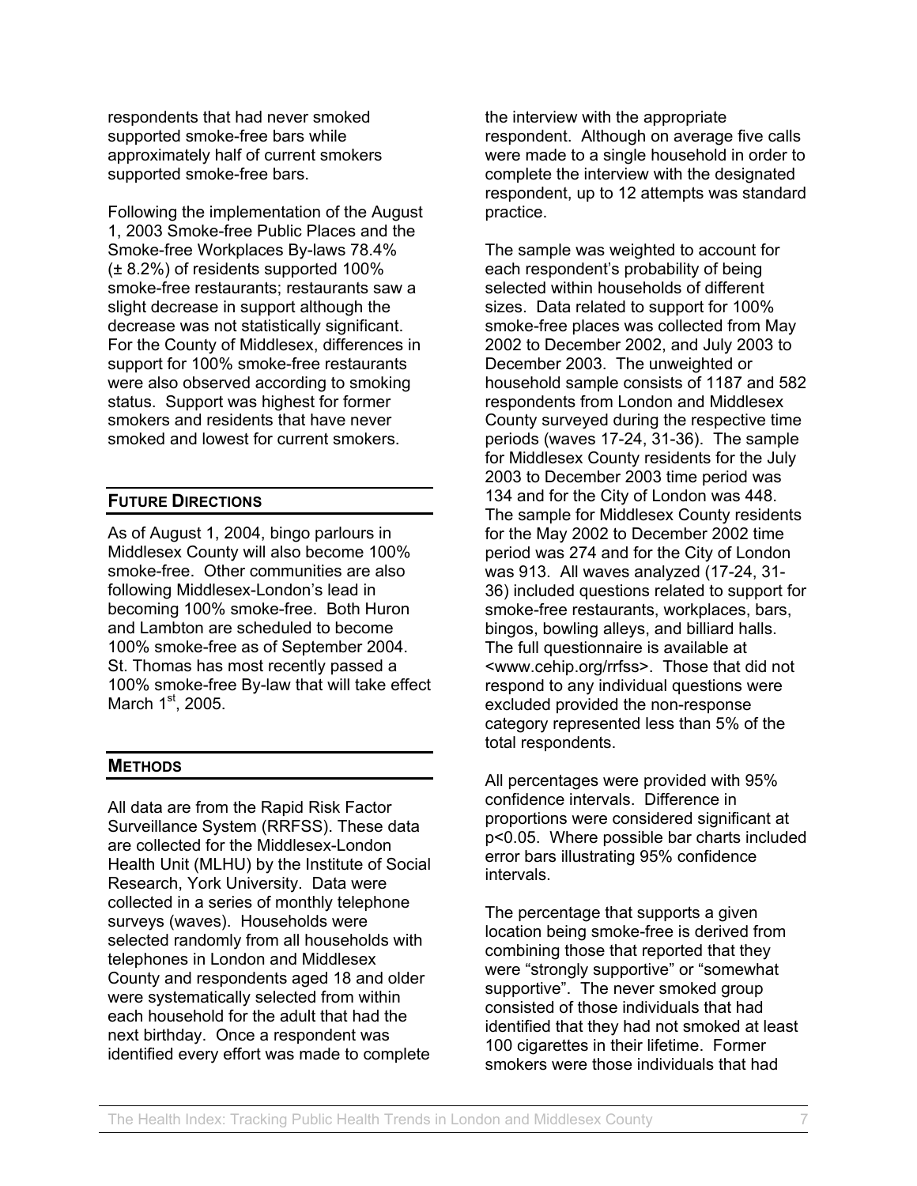respondents that had never smoked supported smoke-free bars while approximately half of current smokers supported smoke-free bars.

Following the implementation of the August 1, 2003 Smoke-free Public Places and the Smoke-free Workplaces By-laws 78.4% (± 8.2%) of residents supported 100% smoke-free restaurants; restaurants saw a slight decrease in support although the decrease was not statistically significant. For the County of Middlesex, differences in support for 100% smoke-free restaurants were also observed according to smoking status. Support was highest for former smokers and residents that have never smoked and lowest for current smokers.

## FUTURE DIRECTIONS

As of August 1, 2004, bingo parlours in Middlesex County will also become 100% smoke-free. Other communities are also following Middlesex-London's lead in becoming 100% smoke-free. Both Huron and Lambton are scheduled to become 100% smoke-free as of September 2004. St. Thomas has most recently passed a 100% smoke-free By-law that will take effect March 1st, 2005.

## METHODS

All data are from the Rapid Risk Factor Surveillance System (RRFSS). These data are collected for the Middlesex-London Health Unit (MLHU) by the Institute of Social Research, York University. Data were collected in a series of monthly telephone surveys (waves). Households were selected randomly from all households with telephones in London and Middlesex County and respondents aged 18 and older were systematically selected from within each household for the adult that had the next birthday. Once a respondent was identified every effort was made to complete the interview with the appropriate respondent. Although on average five calls were made to a single household in order to complete the interview with the designated respondent, up to 12 attempts was standard practice.

The sample was weighted to account for each respondent's probability of being selected within households of different sizes. Data related to support for 100% smoke-free places was collected from May 2002 to December 2002, and July 2003 to December 2003. The unweighted or household sample consists of 1187 and 582 respondents from London and Middlesex County surveyed during the respective time periods (waves 17-24, 31-36). The sample for Middlesex County residents for the July 2003 to December 2003 time period was 134 and for the City of London was 448. The sample for Middlesex County residents for the May 2002 to December 2002 time period was 274 and for the City of London was 913. All waves analyzed (17-24, 31-36) included questions related to support for smoke-free restaurants, workplaces, bars, bingos, bowling alleys, and billiard halls. The full questionnaire is available at <www.cehip.org/rrfss>. Those that did not respond to any individual questions were excluded provided the non-response category represented less than 5% of the total respondents.

All percentages were provided with 95% confidence intervals. Difference in proportions were considered significant at $p<0.05$. Where possible bar charts included error bars illustrating 95% confidence intervals.

The percentage that supports a given location being smoke-free is derived from combining those that reported that they were "strongly supportive" or "somewhat supportive". The never smoked group consisted of those individuals that had identified that they had not smoked at least 100 cigarettes in their lifetime. Former smokers were those individuals that had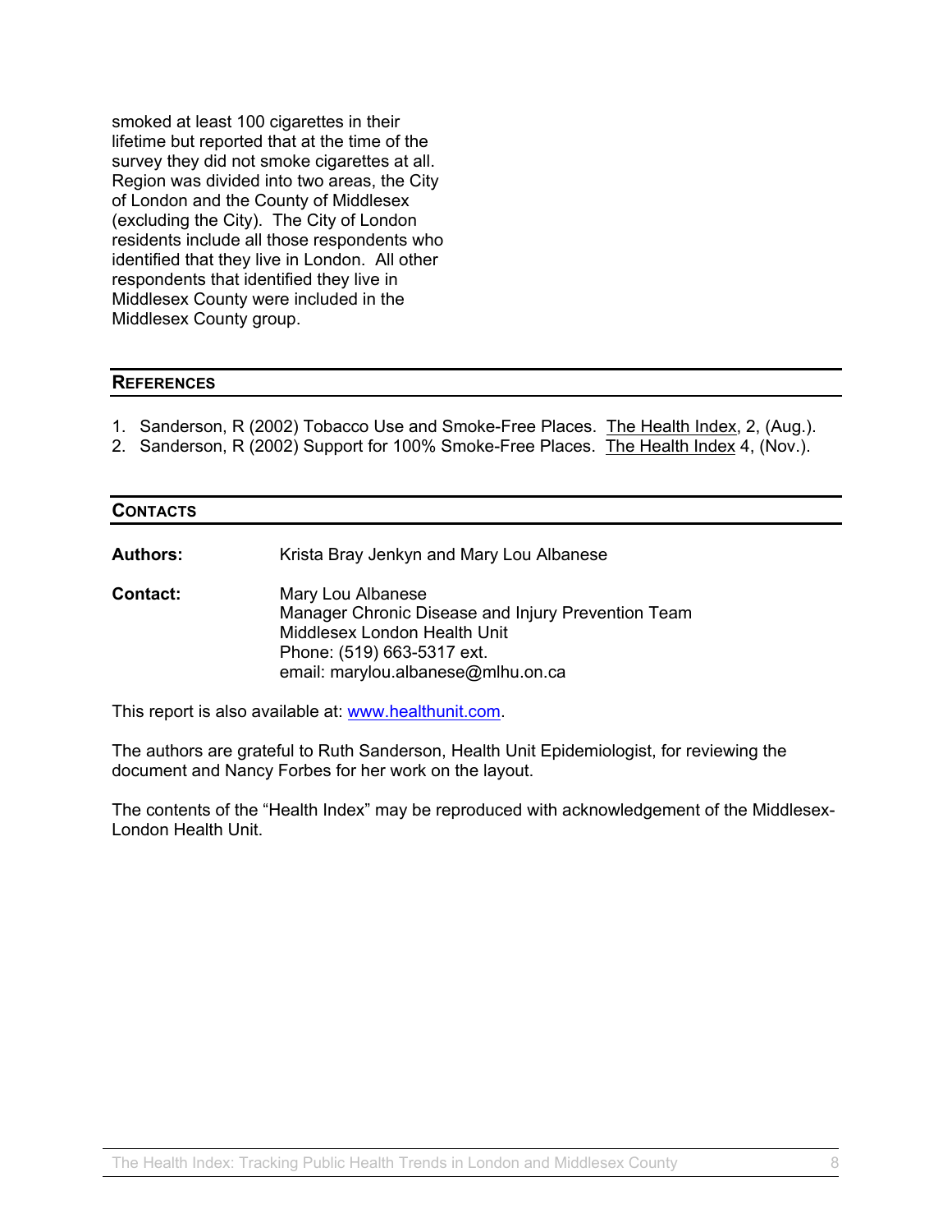smoked at least 100 cigarettes in their lifetime but reported that at the time of the survey they did not smoke cigarettes at all. Region was divided into two areas, the City of London and the County of Middlesex (excluding the City). The City of London residents include all those respondents who identified that they live in London. All other respondents that identified they live in Middlesex County were included in the Middlesex County group.

## REFERENCES

1. Sanderson, R (2002) Tobacco Use and Smoke-Free Places. The Health Index, 2, (Aug.).
2. Sanderson, R (2002) Support for 100% Smoke-Free Places. The Health Index 4, (Nov.).

## CONTACTS

**Authors:** Krista Bray Jenkyn and Mary Lou Albanese

**Contact:** Mary Lou Albanese
Manager Chronic Disease and Injury Prevention Team
Middlesex London Health Unit
Phone: (519) 663-5317 ext.
email: marylou.albanese@mlhu.on.ca

This report is also available at: www.healthunit.com.

The authors are grateful to Ruth Sanderson, Health Unit Epidemiologist, for reviewing the document and Nancy Forbes for her work on the layout.

The contents of the "Health Index" may be reproduced with acknowledgement of the Middlesex-London Health Unit.